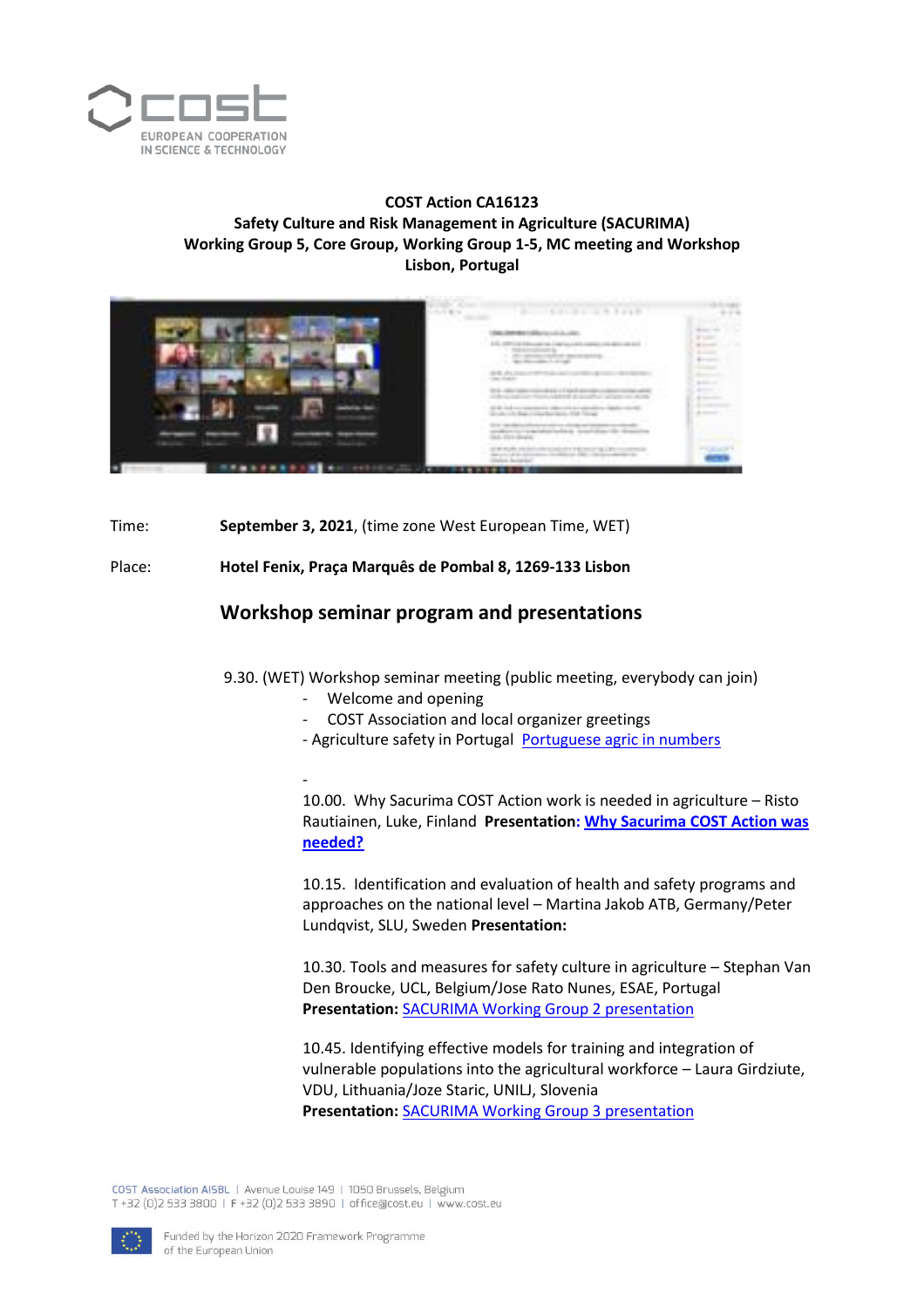**COST Action CA16123**
**Safety Culture and Risk Management in Agriculture (SACURIMA)**
**Working Group 5, Core Group, Working Group 1-5, MC meeting and Workshop**
**Lisbon, Portugal**

Time: **September 3, 2021**, (time zone West European Time, WET)

Place: **Hotel Fenix, Praça Marquês de Pombal 8, 1269-133 Lisbon**

## Workshop seminar program and presentations

9.30. (WET) Workshop seminar meeting (public meeting, everybody can join)

- Welcome and opening
- COST Association and local organizer greetings
- Agriculture safety in Portugal [Portuguese agric in numbers]
-

10.00. Why Sacurima COST Action work is needed in agriculture – Risto Rautiainen, Luke, Finland **Presentation: [Why Sacurima COST Action was needed?]**

10.15. Identification and evaluation of health and safety programs and approaches on the national level – Martina Jakob ATB, Germany/Peter Lundqvist, SLU, Sweden **Presentation:**

10.30. Tools and measures for safety culture in agriculture – Stephan Van Den Broucke, UCL, Belgium/Jose Rato Nunes, ESAE, Portugal
**Presentation:** [SACURIMA Working Group 2 presentation]

10.45. Identifying effective models for training and integration of vulnerable populations into the agricultural workforce – Laura Girdziute, VDU, Lithuania/Joze Staric, UNILJ, Slovenia
**Presentation:** [SACURIMA Working Group 3 presentation]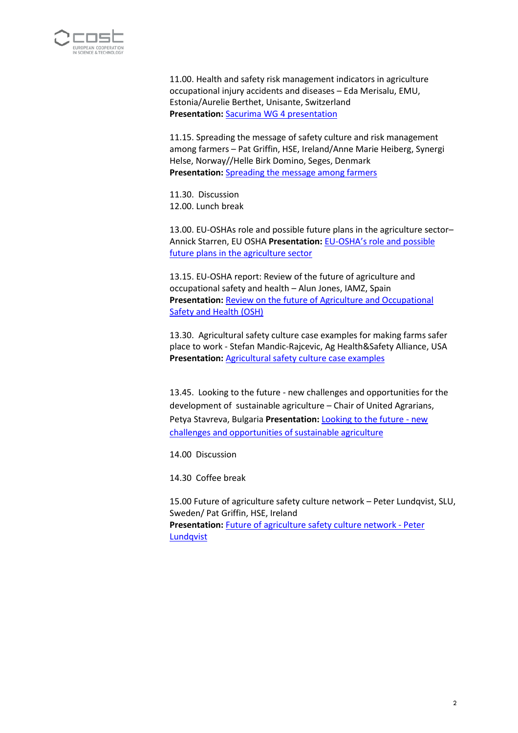11.00. Health and safety risk management indicators in agriculture occupational injury accidents and diseases – Eda Merisalu, EMU, Estonia/Aurelie Berthet, Unisante, Switzerland
**Presentation:** Sacurima WG 4 presentation

11.15. Spreading the message of safety culture and risk management among farmers – Pat Griffin, HSE, Ireland/Anne Marie Heiberg, Synergi Helse, Norway//Helle Birk Domino, Seges, Denmark
**Presentation:** Spreading the message among farmers

11.30. Discussion
12.00. Lunch break

13.00. EU-OSHAs role and possible future plans in the agriculture sector– Annick Starren, EU OSHA **Presentation:** EU-OSHA's role and possible future plans in the agriculture sector

13.15. EU-OSHA report: Review of the future of agriculture and occupational safety and health – Alun Jones, IAMZ, Spain
**Presentation:** Review on the future of Agriculture and Occupational Safety and Health (OSH)

13.30. Agricultural safety culture case examples for making farms safer place to work - Stefan Mandic-Rajcevic, Ag Health&Safety Alliance, USA
**Presentation:** Agricultural safety culture case examples

13.45. Looking to the future - new challenges and opportunities for the development of sustainable agriculture – Chair of United Agrarians, Petya Stavreva, Bulgaria **Presentation:** Looking to the future - new challenges and opportunities of sustainable agriculture

14.00 Discussion

14.30 Coffee break

15.00 Future of agriculture safety culture network – Peter Lundqvist, SLU, Sweden/ Pat Griffin, HSE, Ireland
**Presentation:** Future of agriculture safety culture network - Peter Lundqvist